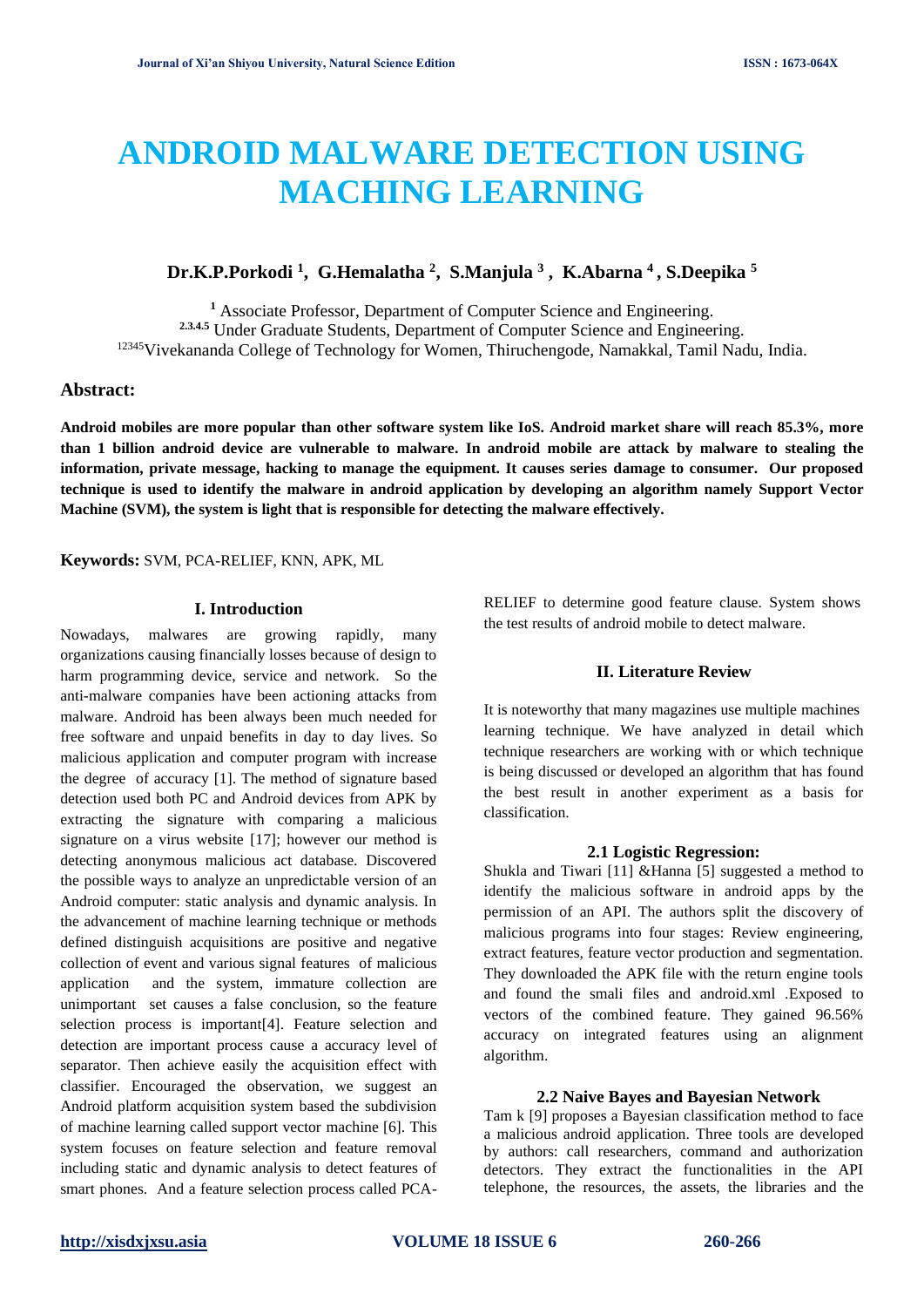# ANDROID MALWARE DETECTION USING MACHING LEARNING

**Dr.K.P.Porkodi [1], G.Hemalatha [2], S.Manjula [3], K.Abarna [4], S.Deepika [5]**

[1] Associate Professor, Department of Computer Science and Engineering.
[2.3.4.5] Under Graduate Students, Department of Computer Science and Engineering.
[12345] Vivekananda College of Technology for Women, Thiruchengode, Namakkal, Tamil Nadu, India.

## Abstract:

**Android mobiles are more popular than other software system like IoS. Android market share will reach 85.3%, more than 1 billion android device are vulnerable to malware. In android mobile are attack by malware to stealing the information, private message, hacking to manage the equipment. It causes series damage to consumer. Our proposed technique is used to identify the malware in android application by developing an algorithm namely Support Vector Machine (SVM), the system is light that is responsible for detecting the malware effectively.**

**Keywords:** SVM, PCA-RELIEF, KNN, APK, ML

## I. Introduction

Nowadays, malwares are growing rapidly, many organizations causing financially losses because of design to harm programming device, service and network. So the anti-malware companies have been actioning attacks from malware. Android has been always been much needed for free software and unpaid benefits in day to day lives. So malicious application and computer program with increase the degree of accuracy [1]. The method of signature based detection used both PC and Android devices from APK by extracting the signature with comparing a malicious signature on a virus website [17]; however our method is detecting anonymous malicious act database. Discovered the possible ways to analyze an unpredictable version of an Android computer: static analysis and dynamic analysis. In the advancement of machine learning technique or methods defined distinguish acquisitions are positive and negative collection of event and various signal features of malicious application and the system, immature collection are unimportant set causes a false conclusion, so the feature selection process is important[4]. Feature selection and detection are important process cause a accuracy level of separator. Then achieve easily the acquisition effect with classifier. Encouraged the observation, we suggest an Android platform acquisition system based the subdivision of machine learning called support vector machine [6]. This system focuses on feature selection and feature removal including static and dynamic analysis to detect features of smart phones. And a feature selection process called PCA-RELIEF to determine good feature clause. System shows the test results of android mobile to detect malware.

## II. Literature Review

It is noteworthy that many magazines use multiple machines learning technique. We have analyzed in detail which technique researchers are working with or which technique is being discussed or developed an algorithm that has found the best result in another experiment as a basis for classification.

### 2.1 Logistic Regression:

Shukla and Tiwari [11] &Hanna [5] suggested a method to identify the malicious software in android apps by the permission of an API. The authors split the discovery of malicious programs into four stages: Review engineering, extract features, feature vector production and segmentation. They downloaded the APK file with the return engine tools and found the smali files and android.xml .Exposed to vectors of the combined feature. They gained 96.56% accuracy on integrated features using an alignment algorithm.

### 2.2 Naive Bayes and Bayesian Network

Tam k [9] proposes a Bayesian classification method to face a malicious android application. Three tools are developed by authors: call researchers, command and authorization detectors. They extract the functionalities in the API telephone, the resources, the assets, the libraries and the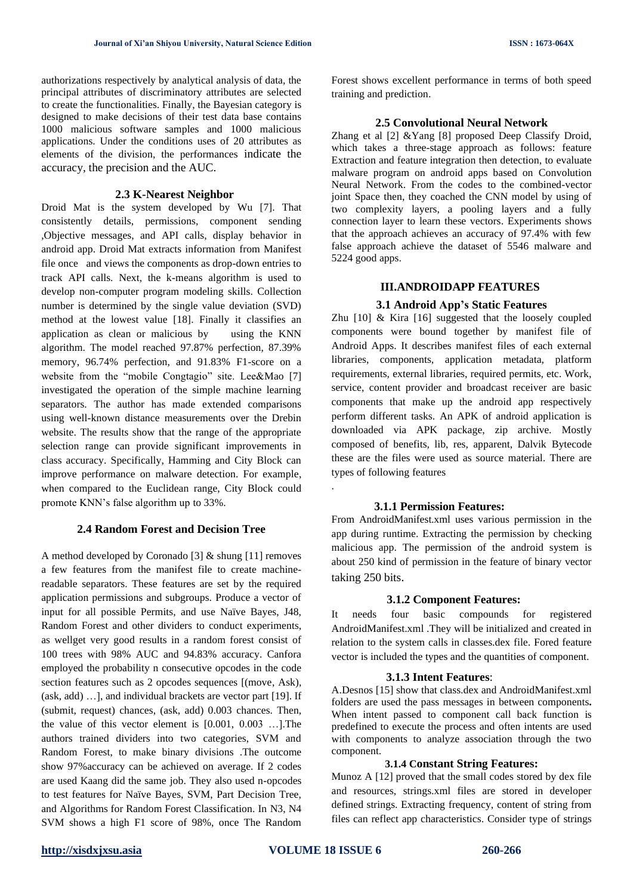authorizations respectively by analytical analysis of data, the principal attributes of discriminatory attributes are selected to create the functionalities. Finally, the Bayesian category is designed to make decisions of their test data base contains 1000 malicious software samples and 1000 malicious applications. Under the conditions uses of 20 attributes as elements of the division, the performances indicate the accuracy, the precision and the AUC.

### 2.3 K-Nearest Neighbor

Droid Mat is the system developed by Wu [7]. That consistently details, permissions, component sending ,Objective messages, and API calls, display behavior in android app. Droid Mat extracts information from Manifest file once and views the components as drop-down entries to track API calls. Next, the k-means algorithm is used to develop non-computer program modeling skills. Collection number is determined by the single value deviation (SVD) method at the lowest value [18]. Finally it classifies an application as clean or malicious by using the KNN algorithm. The model reached 97.87% perfection, 87.39% memory, 96.74% perfection, and 91.83% F1-score on a website from the "mobile Congtagio" site. Lee&Mao [7] investigated the operation of the simple machine learning separators. The author has made extended comparisons using well-known distance measurements over the Drebin website. The results show that the range of the appropriate selection range can provide significant improvements in class accuracy. Specifically, Hamming and City Block can improve performance on malware detection. For example, when compared to the Euclidean range, City Block could promote KNN's false algorithm up to 33%.

### 2.4 Random Forest and Decision Tree

A method developed by Coronado [3] & shung [11] removes a few features from the manifest file to create machine-readable separators. These features are set by the required application permissions and subgroups. Produce a vector of input for all possible Permits, and use Naïve Bayes, J48, Random Forest and other dividers to conduct experiments, as wellget very good results in a random forest consist of 100 trees with 98% AUC and 94.83% accuracy. Canfora employed the probability n consecutive opcodes in the code section features such as 2 opcodes sequences [(move, Ask), (ask, add) …], and individual brackets are vector part [19]. If (submit, request) chances, (ask, add) 0.003 chances. Then, the value of this vector element is [0.001, 0.003 …].The authors trained dividers into two categories, SVM and Random Forest, to make binary divisions .The outcome show 97%accuracy can be achieved on average. If 2 codes are used Kaang did the same job. They also used n-opcodes to test features for Naïve Bayes, SVM, Part Decision Tree, and Algorithms for Random Forest Classification. In N3, N4 SVM shows a high F1 score of 98%, once The Random Forest shows excellent performance in terms of both speed training and prediction.

### 2.5 Convolutional Neural Network

Zhang et al [2] &Yang [8] proposed Deep Classify Droid, which takes a three-stage approach as follows: feature Extraction and feature integration then detection, to evaluate malware program on android apps based on Convolution Neural Network. From the codes to the combined-vector joint Space then, they coached the CNN model by using of two complexity layers, a pooling layers and a fully connection layer to learn these vectors. Experiments shows that the approach achieves an accuracy of 97.4% with few false approach achieve the dataset of 5546 malware and 5224 good apps.

## III.ANDROIDAPP FEATURES

### 3.1 Android App's Static Features

Zhu [10] & Kira [16] suggested that the loosely coupled components were bound together by manifest file of Android Apps. It describes manifest files of each external libraries, components, application metadata, platform requirements, external libraries, required permits, etc. Work, service, content provider and broadcast receiver are basic components that make up the android app respectively perform different tasks. An APK of android application is downloaded via APK package, zip archive. Mostly composed of benefits, lib, res, apparent, Dalvik Bytecode these are the files were used as source material. There are types of following features

.

#### 3.1.1 Permission Features:

From AndroidManifest.xml uses various permission in the app during runtime. Extracting the permission by checking malicious app. The permission of the android system is about 250 kind of permission in the feature of binary vector taking 250 bits.

#### 3.1.2 Component Features:

It needs four basic compounds for registered AndroidManifest.xml .They will be initialized and created in relation to the system calls in classes.dex file. Fored feature vector is included the types and the quantities of component.

#### 3.1.3 Intent Features:

A.Desnos [15] show that class.dex and AndroidManifest.xml folders are used the pass messages in between components**.** When intent passed to component call back function is predefined to execute the process and often intents are used with components to analyze association through the two component.

#### 3.1.4 Constant String Features:

Munoz A [12] proved that the small codes stored by dex file and resources, strings.xml files are stored in developer defined strings. Extracting frequency, content of string from files can reflect app characteristics. Consider type of strings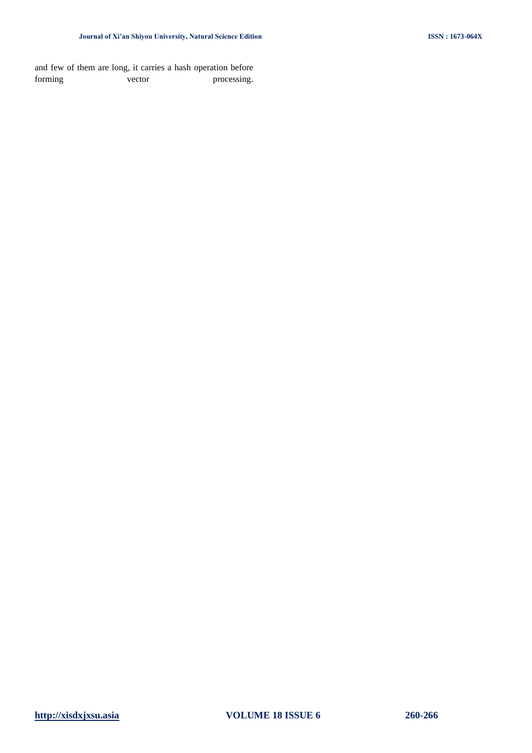and few of them are long, it carries a hash operation before forming vector processing.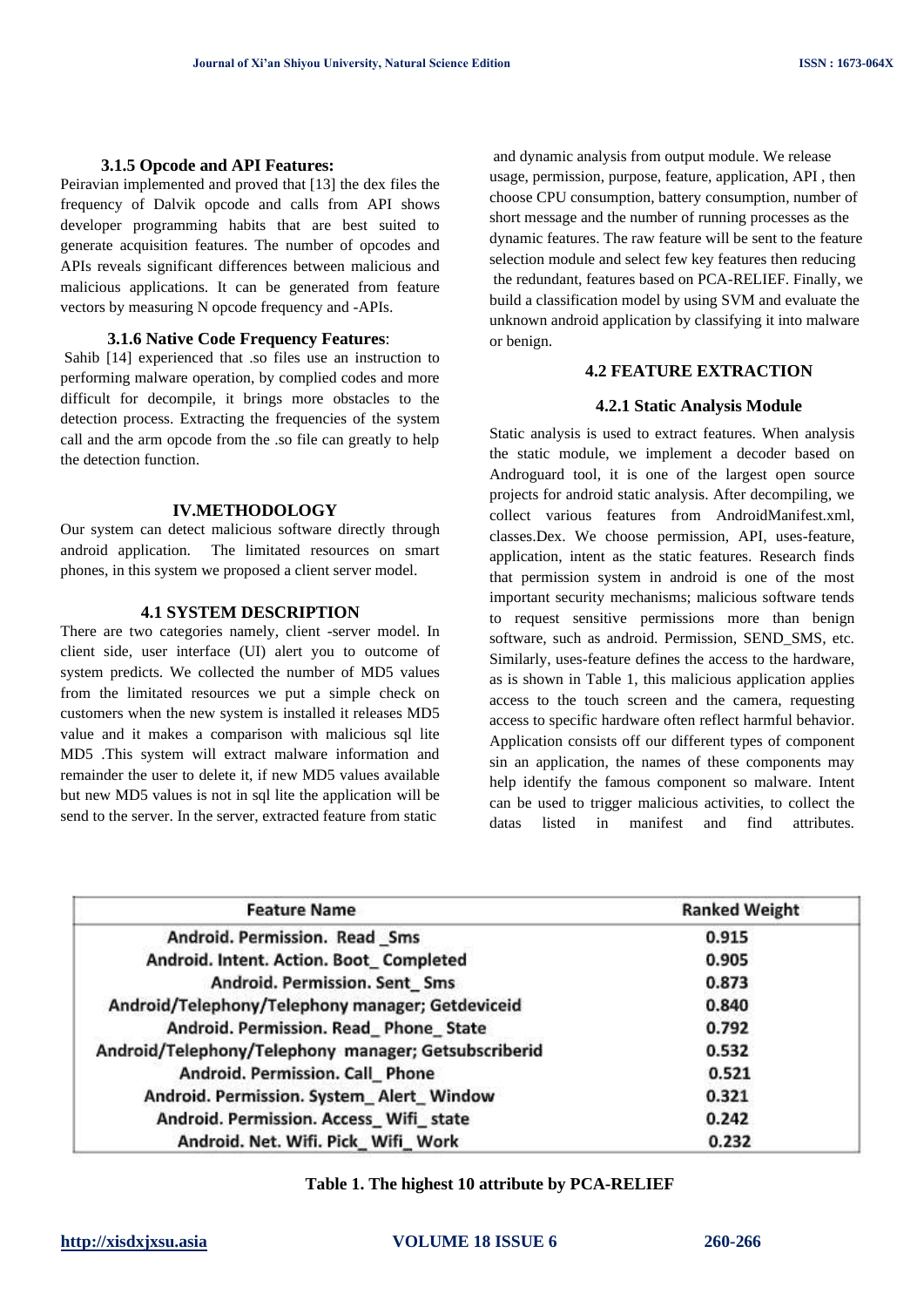### 3.1.5 Opcode and API Features:

Peiravian implemented and proved that [13] the dex files the frequency of Dalvik opcode and calls from API shows developer programming habits that are best suited to generate acquisition features. The number of opcodes and APIs reveals significant differences between malicious and malicious applications. It can be generated from feature vectors by measuring N opcode frequency and -APIs.

### 3.1.6 Native Code Frequency Features:

Sahib [14] experienced that .so files use an instruction to performing malware operation, by complied codes and more difficult for decompile, it brings more obstacles to the detection process. Extracting the frequencies of the system call and the arm opcode from the .so file can greatly to help the detection function.

## IV.METHODOLOGY

Our system can detect malicious software directly through android application. The limitated resources on smart phones, in this system we proposed a client server model.

### 4.1 SYSTEM DESCRIPTION

There are two categories namely, client -server model. In client side, user interface (UI) alert you to outcome of system predicts. We collected the number of MD5 values from the limitated resources we put a simple check on customers when the new system is installed it releases MD5 value and it makes a comparison with malicious sql lite MD5 .This system will extract malware information and remainder the user to delete it, if new MD5 values available but new MD5 values is not in sql lite the application will be send to the server. In the server, extracted feature from static and dynamic analysis from output module. We release usage, permission, purpose, feature, application, API , then choose CPU consumption, battery consumption, number of short message and the number of running processes as the dynamic features. The raw feature will be sent to the feature selection module and select few key features then reducing the redundant, features based on PCA-RELIEF. Finally, we build a classification model by using SVM and evaluate the unknown android application by classifying it into malware or benign.

### 4.2 FEATURE EXTRACTION

#### 4.2.1 Static Analysis Module

Static analysis is used to extract features. When analysis the static module, we implement a decoder based on Androguard tool, it is one of the largest open source projects for android static analysis. After decompiling, we collect various features from AndroidManifest.xml, classes.Dex. We choose permission, API, uses-feature, application, intent as the static features. Research finds that permission system in android is one of the most important security mechanisms; malicious software tends to request sensitive permissions more than benign software, such as android. Permission, SEND_SMS, etc. Similarly, uses-feature defines the access to the hardware, as is shown in Table 1, this malicious application applies access to the touch screen and the camera, requesting access to specific hardware often reflect harmful behavior. Application consists off our different types of component sin an application, the names of these components may help identify the famous component so malware. Intent can be used to trigger malicious activities, to collect the datas listed in manifest and find attributes.

| Feature Name | Ranked Weight |
|---|---|
| Android. Permission. Read _Sms | 0.915 |
| Android. Intent. Action. Boot_ Completed | 0.905 |
| Android. Permission. Sent_ Sms | 0.873 |
| Android/Telephony/Telephony manager; Getdeviceid | 0.840 |
| Android. Permission. Read_ Phone_ State | 0.792 |
| Android/Telephony/Telephony manager; Getsubscriberid | 0.532 |
| Android. Permission. Call_ Phone | 0.521 |
| Android. Permission. System_ Alert_ Window | 0.321 |
| Android. Permission. Access_ Wifi_ state | 0.242 |
| Android. Net. Wifi. Pick_ Wifi_ Work | 0.232 |

**Table 1. The highest 10 attribute by PCA-RELIEF**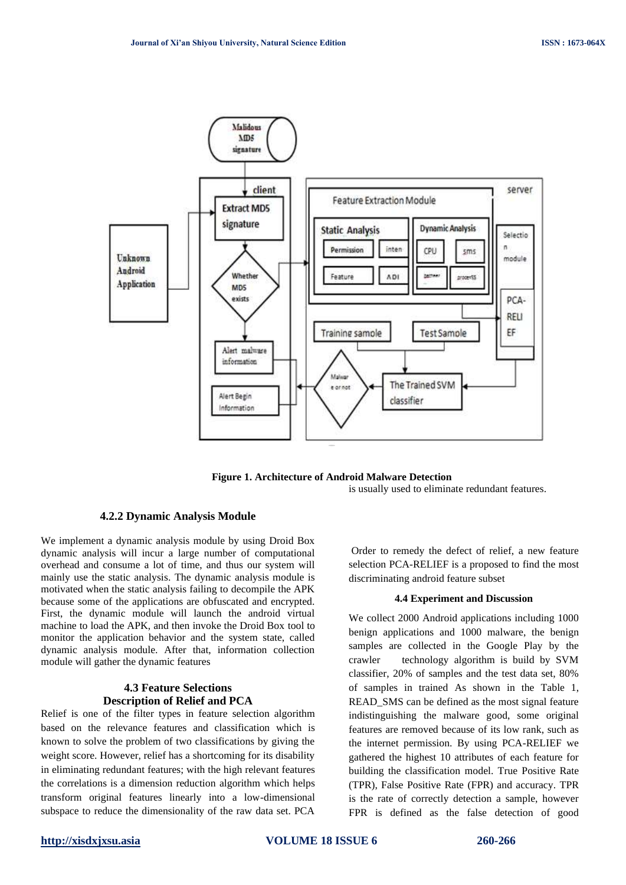Figure 1. Architecture of Android Malware Detection

#### 4.2.2 Dynamic Analysis Module

We implement a dynamic analysis module by using Droid Box dynamic analysis will incur a large number of computational overhead and consume a lot of time, and thus our system will mainly use the static analysis. The dynamic analysis module is motivated when the static analysis failing to decompile the APK because some of the applications are obfuscated and encrypted. First, the dynamic module will launch the android virtual machine to load the APK, and then invoke the Droid Box tool to monitor the application behavior and the system state, called dynamic analysis module. After that, information collection module will gather the dynamic features

### 4.3 Feature Selections

**Description of Relief and PCA**

Relief is one of the filter types in feature selection algorithm based on the relevance features and classification which is known to solve the problem of two classifications by giving the weight score. However, relief has a shortcoming for its disability in eliminating redundant features; with the high relevant features the correlations is a dimension reduction algorithm which helps transform original features linearly into a low-dimensional subspace to reduce the dimensionality of the raw data set. PCA is usually used to eliminate redundant features.

Order to remedy the defect of relief, a new feature selection PCA-RELIEF is a proposed to find the most discriminating android feature subset

### 4.4 Experiment and Discussion

We collect 2000 Android applications including 1000 benign applications and 1000 malware, the benign samples are collected in the Google Play by the crawler technology algorithm is build by SVM classifier, 20% of samples and the test data set, 80% of samples in trained As shown in the Table 1, READ_SMS can be defined as the most signal feature indistinguishing the malware good, some original features are removed because of its low rank, such as the internet permission. By using PCA-RELIEF we gathered the highest 10 attributes of each feature for building the classification model. True Positive Rate (TPR), False Positive Rate (FPR) and accuracy. TPR is the rate of correctly detection a sample, however FPR is defined as the false detection of good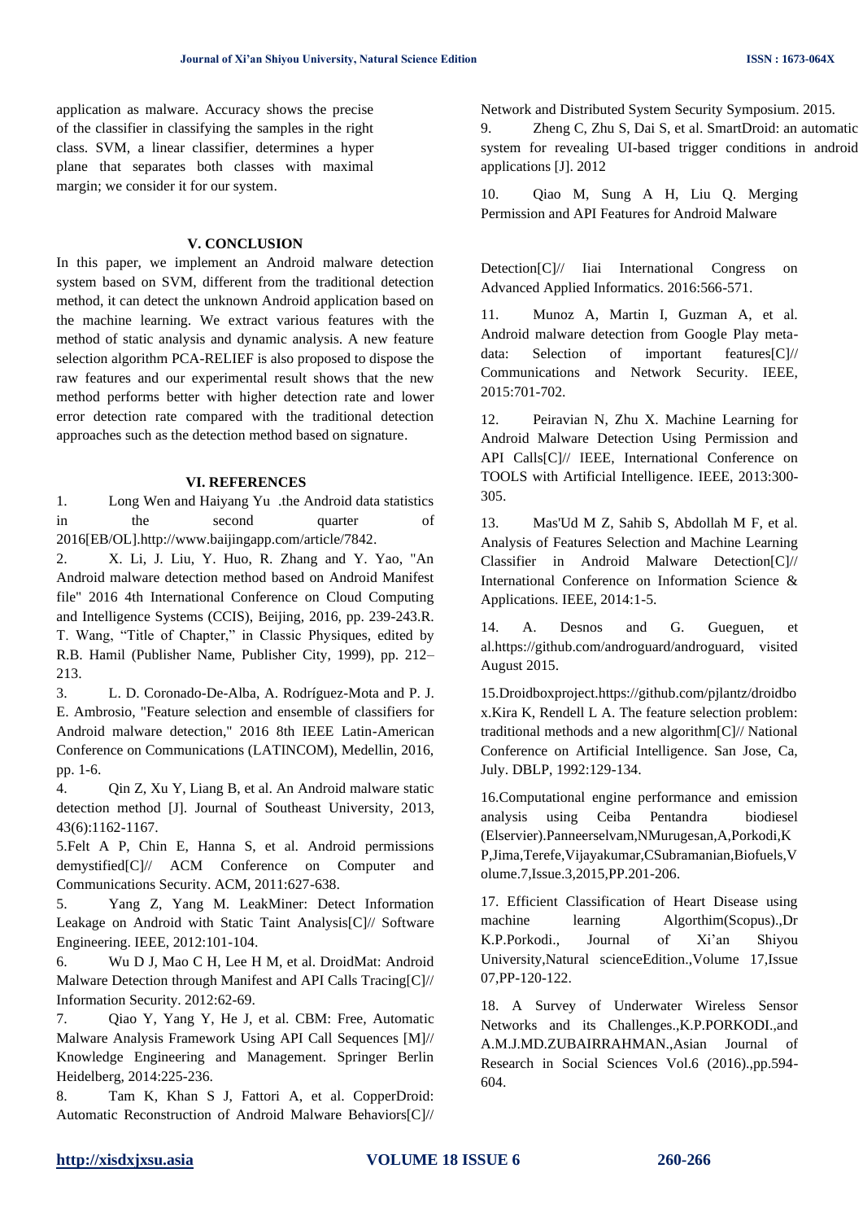application as malware. Accuracy shows the precise of the classifier in classifying the samples in the right class. SVM, a linear classifier, determines a hyper plane that separates both classes with maximal margin; we consider it for our system.

## V. CONCLUSION

In this paper, we implement an Android malware detection system based on SVM, different from the traditional detection method, it can detect the unknown Android application based on the machine learning. We extract various features with the method of static analysis and dynamic analysis. A new feature selection algorithm PCA-RELIEF is also proposed to dispose the raw features and our experimental result shows that the new method performs better with higher detection rate and lower error detection rate compared with the traditional detection approaches such as the detection method based on signature.

## VI. REFERENCES

1. Long Wen and Haiyang Yu .the Android data statistics in the second quarter of 2016[EB/OL].http://www.baijingapp.com/article/7842.
2. X. Li, J. Liu, Y. Huo, R. Zhang and Y. Yao, "An Android malware detection method based on Android Manifest file" 2016 4th International Conference on Cloud Computing and Intelligence Systems (CCIS), Beijing, 2016, pp. 239-243.R. T. Wang, "Title of Chapter," in Classic Physiques, edited by R.B. Hamil (Publisher Name, Publisher City, 1999), pp. 212–213.
3. L. D. Coronado-De-Alba, A. Rodríguez-Mota and P. J. E. Ambrosio, "Feature selection and ensemble of classifiers for Android malware detection," 2016 8th IEEE Latin-American Conference on Communications (LATINCOM), Medellin, 2016, pp. 1-6.
4. Qin Z, Xu Y, Liang B, et al. An Android malware static detection method [J]. Journal of Southeast University, 2013, 43(6):1162-1167.

5.Felt A P, Chin E, Hanna S, et al. Android permissions demystified[C]// ACM Conference on Computer and Communications Security. ACM, 2011:627-638.

5. Yang Z, Yang M. LeakMiner: Detect Information Leakage on Android with Static Taint Analysis[C]// Software Engineering. IEEE, 2012:101-104.
6. Wu D J, Mao C H, Lee H M, et al. DroidMat: Android Malware Detection through Manifest and API Calls Tracing[C]// Information Security. 2012:62-69.
7. Qiao Y, Yang Y, He J, et al. CBM: Free, Automatic Malware Analysis Framework Using API Call Sequences [M]// Knowledge Engineering and Management. Springer Berlin Heidelberg, 2014:225-236.
8. Tam K, Khan S J, Fattori A, et al. CopperDroid: Automatic Reconstruction of Android Malware Behaviors[C]// Network and Distributed System Security Symposium. 2015.
9. Zheng C, Zhu S, Dai S, et al. SmartDroid: an automatic system for revealing UI-based trigger conditions in android applications [J]. 2012
10. Qiao M, Sung A H, Liu Q. Merging Permission and API Features for Android Malware Detection[C]// Iiai International Congress on Advanced Applied Informatics. 2016:566-571.
11. Munoz A, Martin I, Guzman A, et al. Android malware detection from Google Play meta-data: Selection of important features[C]// Communications and Network Security. IEEE, 2015:701-702.
12. Peiravian N, Zhu X. Machine Learning for Android Malware Detection Using Permission and API Calls[C]// IEEE, International Conference on TOOLS with Artificial Intelligence. IEEE, 2013:300-305.
13. Mas'Ud M Z, Sahib S, Abdollah M F, et al. Analysis of Features Selection and Machine Learning Classifier in Android Malware Detection[C]// International Conference on Information Science & Applications. IEEE, 2014:1-5.
14. A. Desnos and G. Gueguen, et al.https://github.com/androguard/androguard, visited August 2015.

15.Droidboxproject.https://github.com/pjlantz/droidbox.Kira K, Rendell L A. The feature selection problem: traditional methods and a new algorithm[C]// National Conference on Artificial Intelligence. San Jose, Ca, July. DBLP, 1992:129-134.

16.Computational engine performance and emission analysis using Ceiba Pentandra biodiesel (Elservier).Panneerselvam,NMurugesan,A,Porkodi,KP,Jima,Terefe,Vijayakumar,CSubramanian,Biofuels,Volume.7,Issue.3,2015,PP.201-206.

17. Efficient Classification of Heart Disease using machine learning Algorthim(Scopus).,Dr K.P.Porkodi., Journal of Xi'an Shiyou University,Natural scienceEdition.,Volume 17,Issue 07,PP-120-122.

18. A Survey of Underwater Wireless Sensor Networks and its Challenges.,K.P.PORKODI.,and A.M.J.MD.ZUBAIRRAHMAN.,Asian Journal of Research in Social Sciences Vol.6 (2016).,pp.594-604.